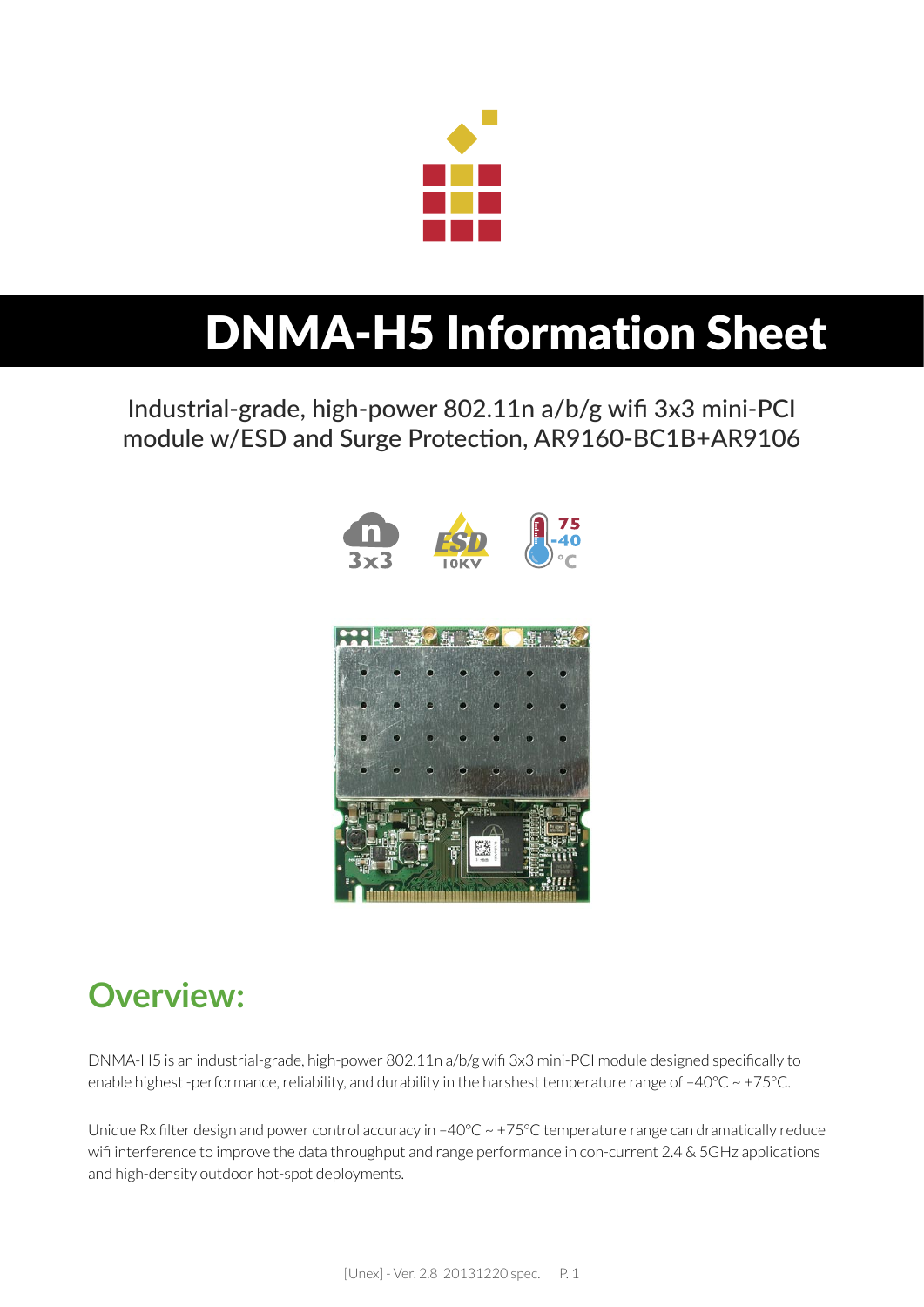# DNMA-H5 Information Sheet

Industrial-grade, high-power 802.11n a/b/g wifi 3x3 mini-PCI module w/ESD and Surge Protection, AR9160-BC1B+AR9106

## Overview:

DNMA-H5 is an industrial-grade, high-power 802.11n a/b/g wifi 3x3 mini-PCI module designed specifically to enable highest -performance, reliability, and durability in the harshest temperature range of –40°C ~ +75°C.

Unique Rx filter design and power control accuracy in –40°C ~ +75°C temperature range can dramatically reduce wifi interference to improve the data throughput and range performance in con-current 2.4 & 5GHz applications and high-density outdoor hot-spot deployments.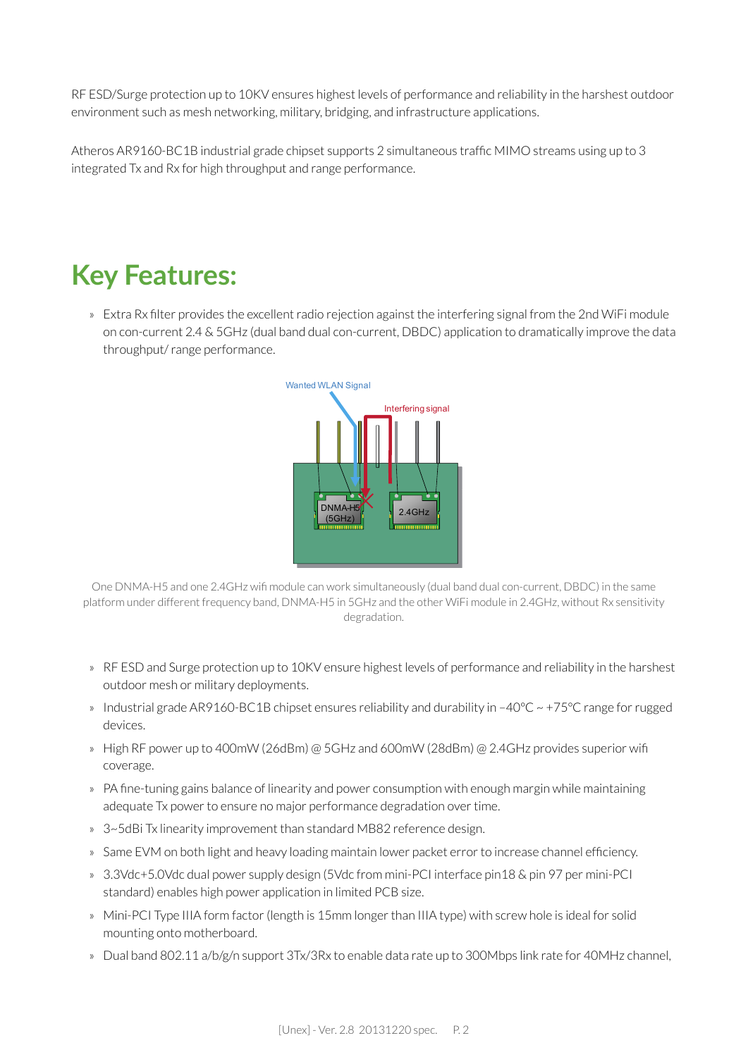RF ESD/Surge protection up to 10KV ensures highest levels of performance and reliability in the harshest outdoor environment such as mesh networking, military, bridging, and infrastructure applications.

Atheros AR9160-BC1B industrial grade chipset supports 2 simultaneous traffic MIMO streams using up to 3 integrated Tx and Rx for high throughput and range performance.

# Key Features:

- Extra Rx filter provides the excellent radio rejection against the interfering signal from the 2nd WiFi module on con-current 2.4 & 5GHz (dual band dual con-current, DBDC) application to dramatically improve the data throughput/ range performance.

One DNMA-H5 and one 2.4GHz wifi module can work simultaneously (dual band dual con-current, DBDC) in the same platform under different frequency band, DNMA-H5 in 5GHz and the other WiFi module in 2.4GHz, without Rx sensitivity degradation.

- RF ESD and Surge protection up to 10KV ensure highest levels of performance and reliability in the harshest outdoor mesh or military deployments.
- Industrial grade AR9160-BC1B chipset ensures reliability and durability in –40°C ~ +75°C range for rugged devices.
- High RF power up to 400mW (26dBm) @ 5GHz and 600mW (28dBm) @ 2.4GHz provides superior wifi coverage.
- PA fine-tuning gains balance of linearity and power consumption with enough margin while maintaining adequate Tx power to ensure no major performance degradation over time.
- 3~5dBi Tx linearity improvement than standard MB82 reference design.
- Same EVM on both light and heavy loading maintain lower packet error to increase channel efficiency.
- 3.3Vdc+5.0Vdc dual power supply design (5Vdc from mini-PCI interface pin18 & pin 97 per mini-PCI standard) enables high power application in limited PCB size.
- Mini-PCI Type IIIA form factor (length is 15mm longer than IIIA type) with screw hole is ideal for solid mounting onto motherboard.
- Dual band 802.11 a/b/g/n support 3Tx/3Rx to enable data rate up to 300Mbps link rate for 40MHz channel,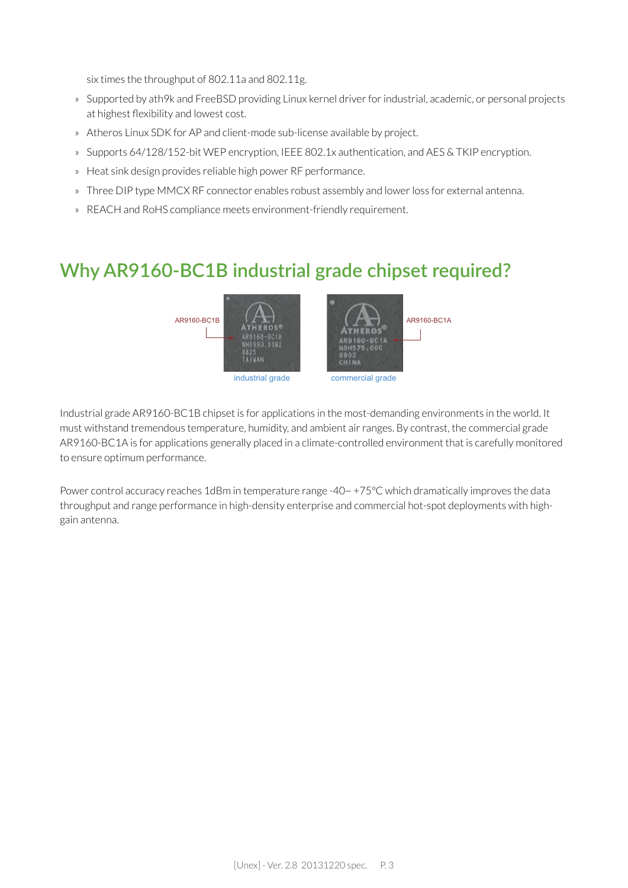six times the throughput of 802.11a and 802.11g.

- Supported by ath9k and FreeBSD providing Linux kernel driver for industrial, academic, or personal projects at highest flexibility and lowest cost.
- Atheros Linux SDK for AP and client-mode sub-license available by project.
- Supports 64/128/152-bit WEP encryption, IEEE 802.1x authentication, and AES & TKIP encryption.
- Heat sink design provides reliable high power RF performance.
- Three DIP type MMCX RF connector enables robust assembly and lower loss for external antenna.
- REACH and RoHS compliance meets environment-friendly requirement.

## Why AR9160-BC1B industrial grade chipset required?

AR9160-BC1B — industrial grade

AR9160-BC1A — commercial grade

Industrial grade AR9160-BC1B chipset is for applications in the most-demanding environments in the world. It must withstand tremendous temperature, humidity, and ambient air ranges. By contrast, the commercial grade AR9160-BC1A is for applications generally placed in a climate-controlled environment that is carefully monitored to ensure optimum performance.

Power control accuracy reaches 1dBm in temperature range -40~ +75°C which dramatically improves the data throughput and range performance in high-density enterprise and commercial hot-spot deployments with high-gain antenna.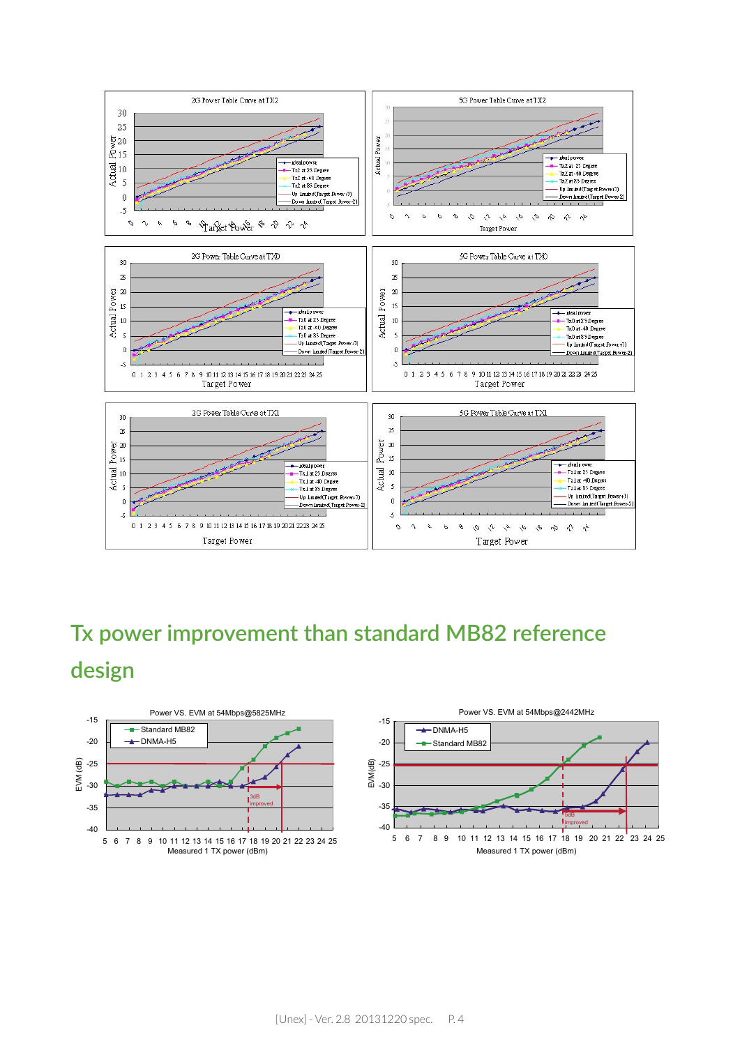## Tx power improvement than standard MB82 reference design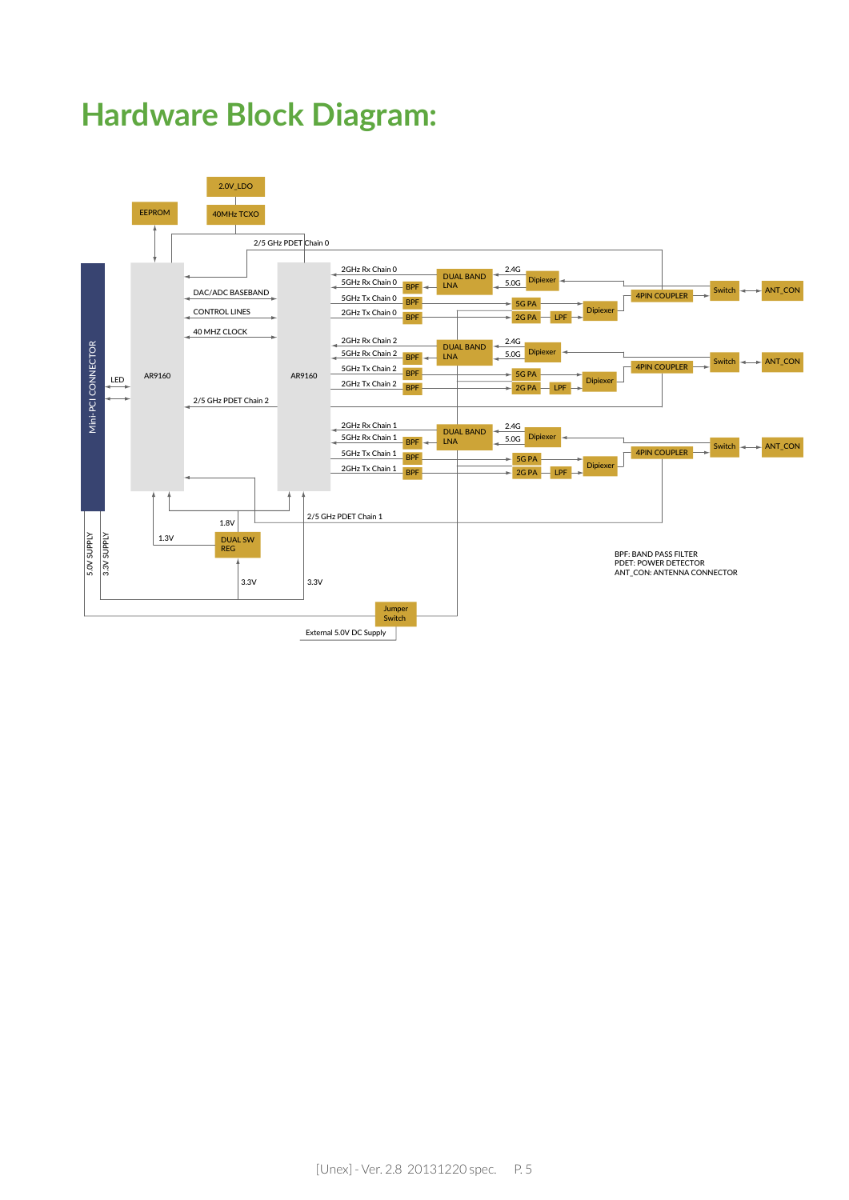# Hardware Block Diagram:

EEPROM

2.0V_LDO

40MHz TCXO

2/5 GHz PDET Chain 0

Mini-PCI CONNECTOR

LED

AR9160

AR9160

DAC/ADC BASEBAND

CONTROL LINES

40 MHZ CLOCK

2/5 GHz PDET Chain 2

2GHz Rx Chain 0

5GHz Rx Chain 0

5GHz Tx Chain 0

2GHz Tx Chain 0

2GHz Rx Chain 2

5GHz Rx Chain 2

5GHz Tx Chain 2

2GHz Tx Chain 2

2GHz Rx Chain 1

5GHz Rx Chain 1

5GHz Tx Chain 1

2GHz Tx Chain 1

BPF

DUAL BAND LNA

2.4G

5.0G

Dipiexer

5G PA

2G PA

LPF

4PIN COUPLER

Switch

ANT_CON

2/5 GHz PDET Chain 1

1.8V

1.3V

DUAL SW REG

3.3V

3.3V

5.0V SUPPLY

3.3V SUPPLY

Jumper Switch

External 5.0V DC Supply

BPF: BAND PASS FILTER
PDET: POWER DETECTOR
ANT_CON: ANTENNA CONNECTOR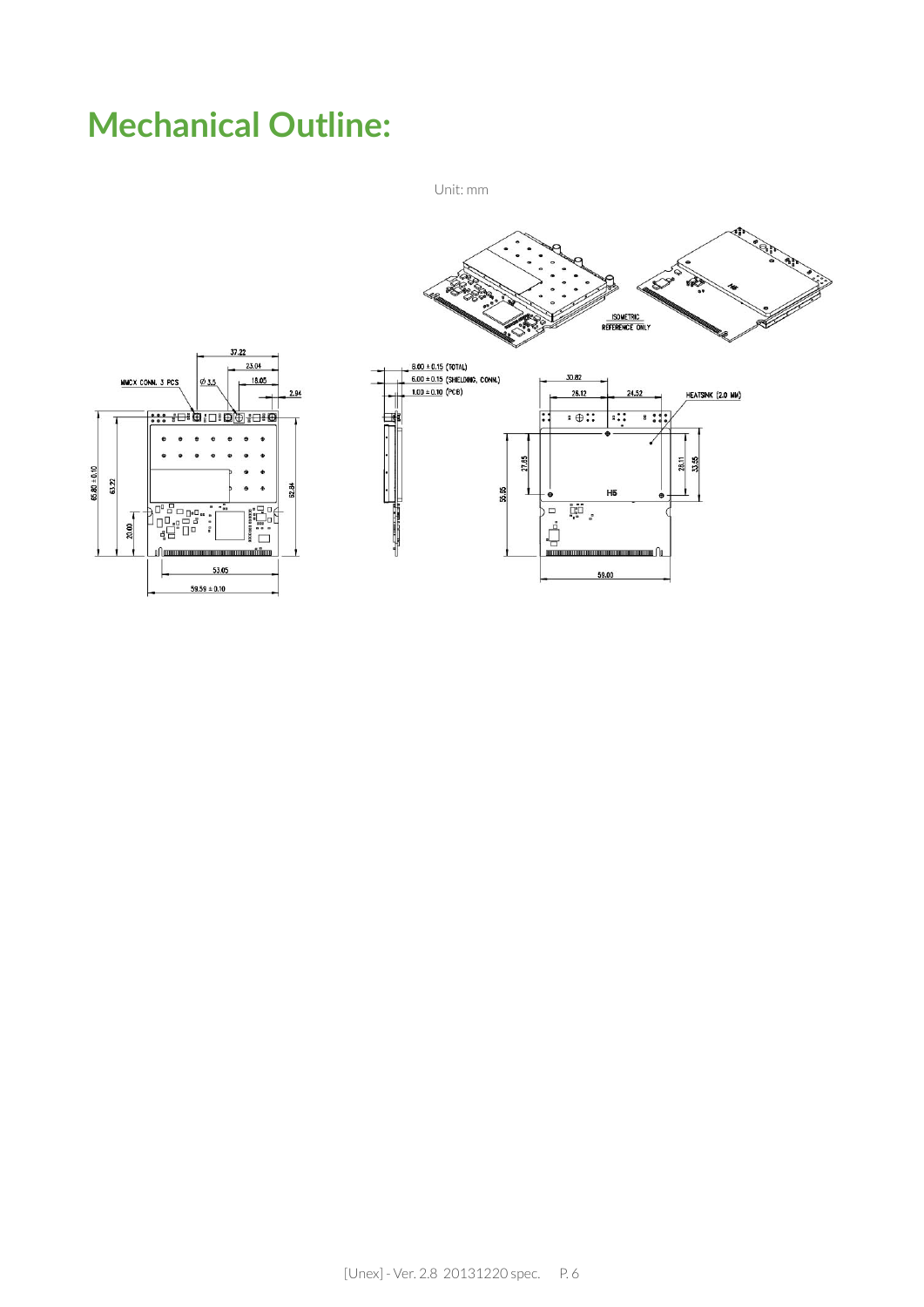# Mechanical Outline:

Unit: mm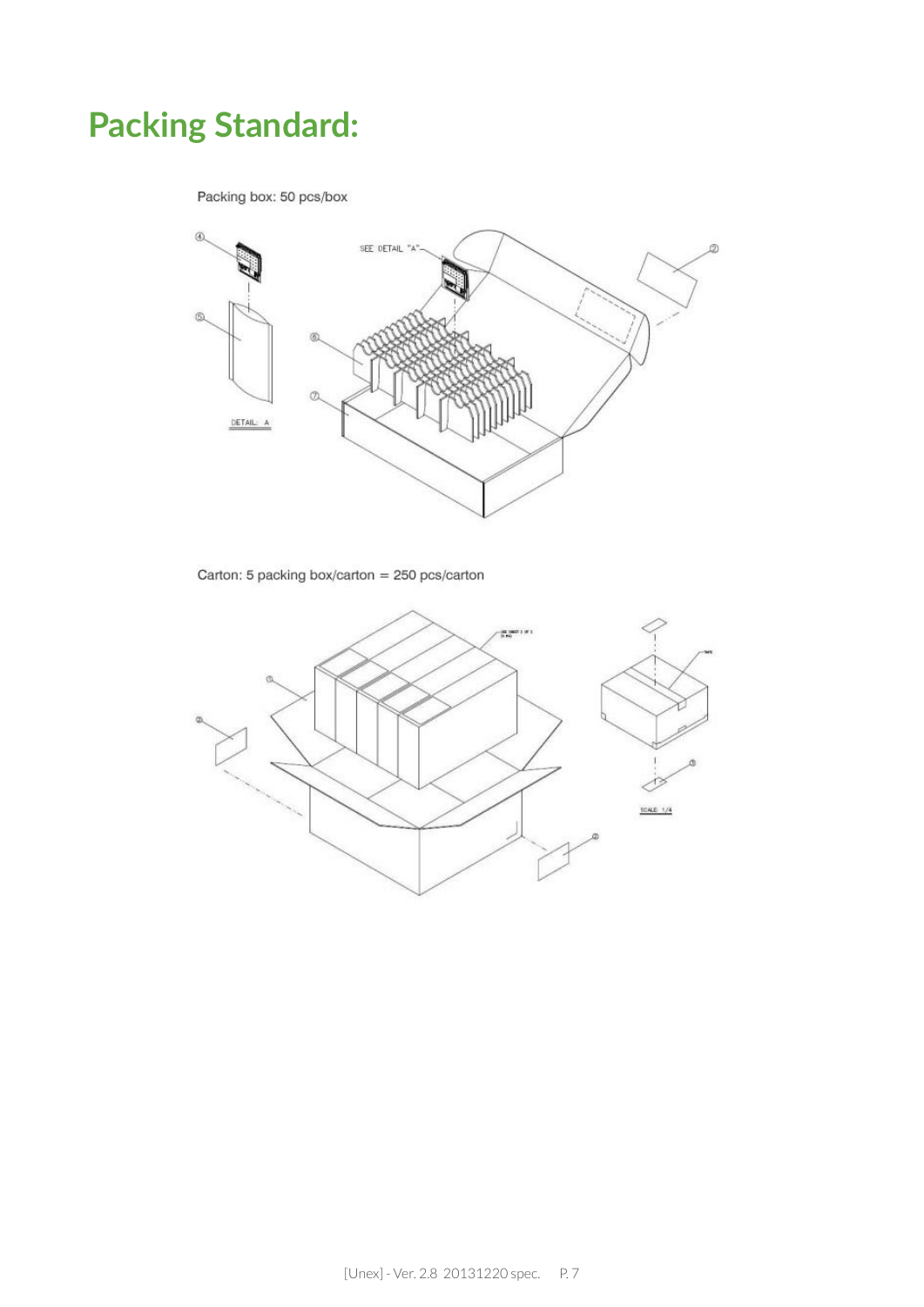# Packing Standard:

Packing box: 50 pcs/box

Carton: 5 packing box/carton = 250 pcs/carton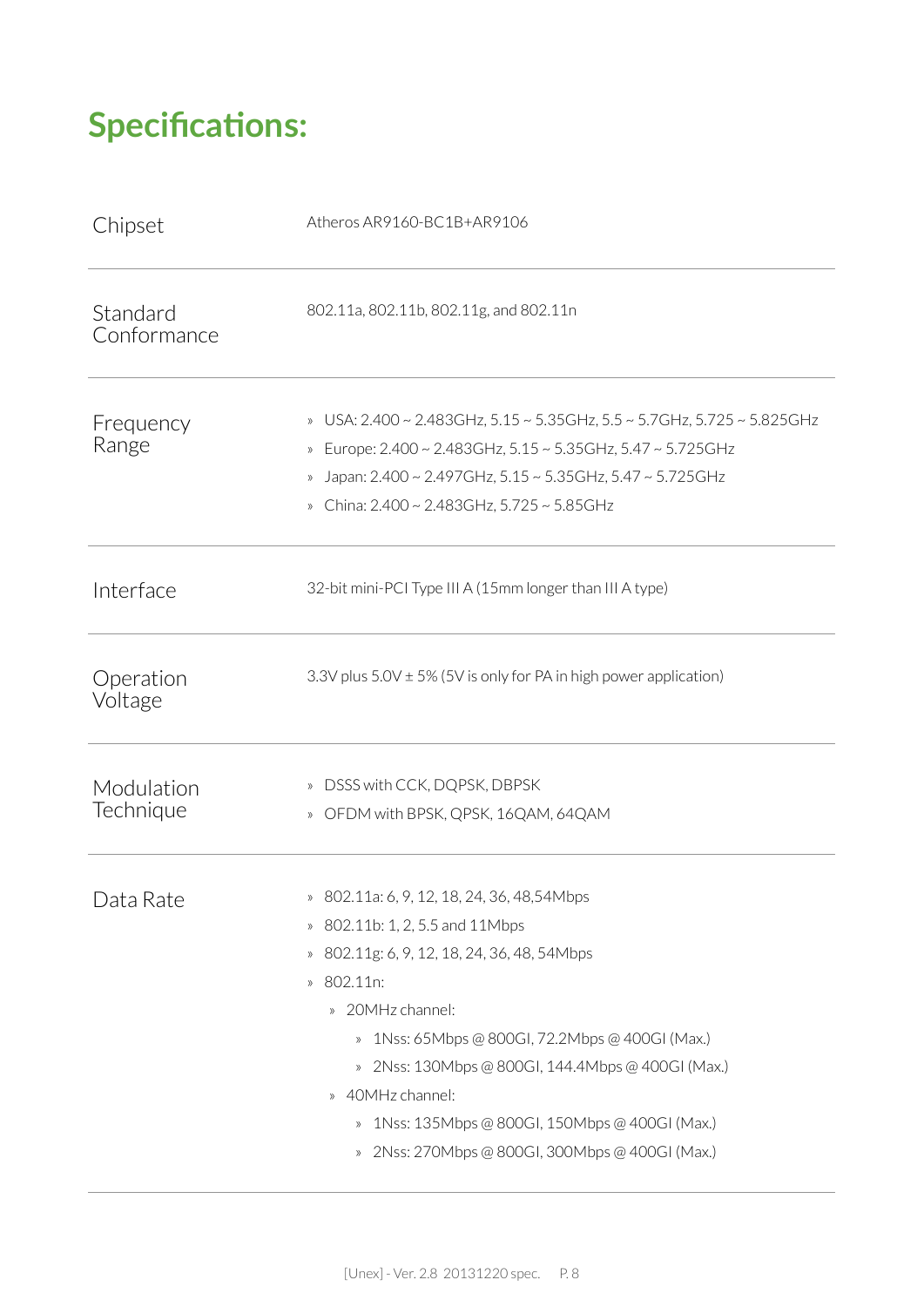# Specifications:

| | |
|---|---|
| Chipset | Atheros AR9160-BC1B+AR9106 |
| Standard Conformance | 802.11a, 802.11b, 802.11g, and 802.11n |
| Frequency Range | » USA: 2.400 ~ 2.483GHz, 5.15 ~ 5.35GHz, 5.5 ~ 5.7GHz, 5.725 ~ 5.825GHz<br>» Europe: 2.400 ~ 2.483GHz, 5.15 ~ 5.35GHz, 5.47 ~ 5.725GHz<br>» Japan: 2.400 ~ 2.497GHz, 5.15 ~ 5.35GHz, 5.47 ~ 5.725GHz<br>» China: 2.400 ~ 2.483GHz, 5.725 ~ 5.85GHz |
| Interface | 32-bit mini-PCI Type III A (15mm longer than III A type) |
| Operation Voltage | 3.3V plus 5.0V ± 5% (5V is only for PA in high power application) |
| Modulation Technique | » DSSS with CCK, DQPSK, DBPSK<br>» OFDM with BPSK, QPSK, 16QAM, 64QAM |
| Data Rate | » 802.11a: 6, 9, 12, 18, 24, 36, 48,54Mbps<br>» 802.11b: 1, 2, 5.5 and 11Mbps<br>» 802.11g: 6, 9, 12, 18, 24, 36, 48, 54Mbps<br>» 802.11n:<br>» 20MHz channel:<br>» 1Nss: 65Mbps @ 800GI, 72.2Mbps @ 400GI (Max.)<br>» 2Nss: 130Mbps @ 800GI, 144.4Mbps @ 400GI (Max.)<br>» 40MHz channel:<br>» 1Nss: 135Mbps @ 800GI, 150Mbps @ 400GI (Max.)<br>» 2Nss: 270Mbps @ 800GI, 300Mbps @ 400GI (Max.) |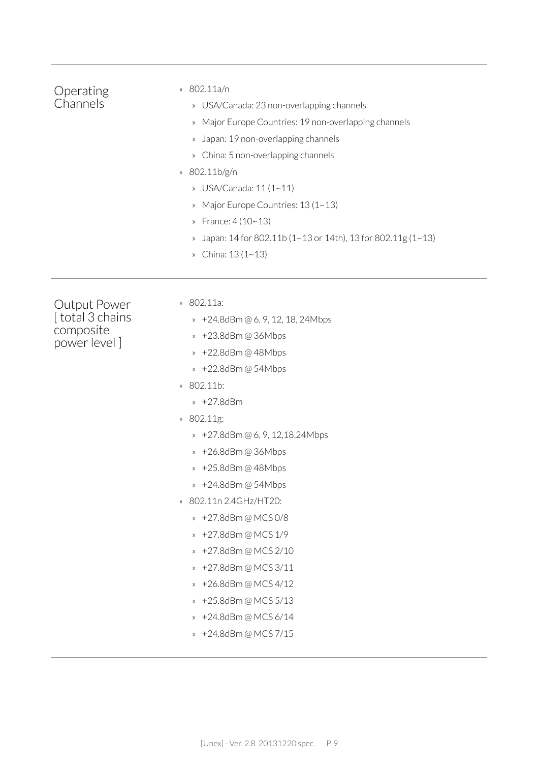## Operating Channels

- 802.11a/n
  - USA/Canada: 23 non-overlapping channels
  - Major Europe Countries: 19 non-overlapping channels
  - Japan: 19 non-overlapping channels
  - China: 5 non-overlapping channels
- 802.11b/g/n
  - USA/Canada: 11 (1~11)
  - Major Europe Countries: 13 (1~13)
  - France: 4 (10~13)
  - Japan: 14 for 802.11b (1~13 or 14th), 13 for 802.11g (1~13)
  - China: 13 (1~13)

## Output Power [ total 3 chains composite power level ]

- 802.11a:
  - +24.8dBm @ 6, 9, 12, 18, 24Mbps
  - +23.8dBm @ 36Mbps
  - +22.8dBm @ 48Mbps
  - +22.8dBm @ 54Mbps
- 802.11b:
  - +27.8dBm
- 802.11g:
  - +27.8dBm @ 6, 9, 12,18,24Mbps
  - +26.8dBm @ 36Mbps
  - +25.8dBm @ 48Mbps
  - +24.8dBm @ 54Mbps
- 802.11n 2.4GHz/HT20:
  - +27.8dBm @ MCS 0/8
  - +27.8dBm @ MCS 1/9
  - +27.8dBm @ MCS 2/10
  - +27.8dBm @ MCS 3/11
  - +26.8dBm @ MCS 4/12
  - +25.8dBm @ MCS 5/13
  - +24.8dBm @ MCS 6/14
  - +24.8dBm @ MCS 7/15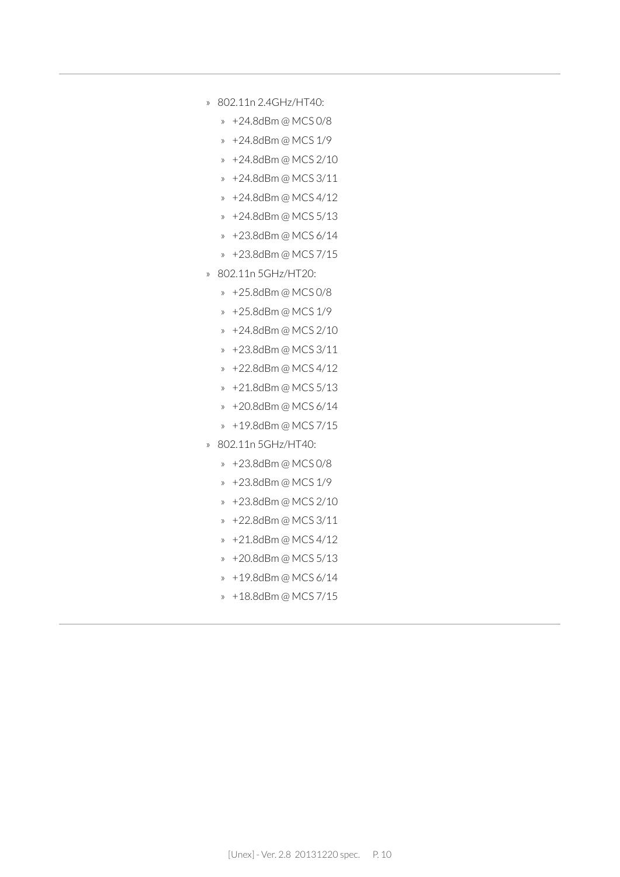- 802.11n 2.4GHz/HT40:
  - +24.8dBm @ MCS 0/8
  - +24.8dBm @ MCS 1/9
  - +24.8dBm @ MCS 2/10
  - +24.8dBm @ MCS 3/11
  - +24.8dBm @ MCS 4/12
  - +24.8dBm @ MCS 5/13
  - +23.8dBm @ MCS 6/14
  - +23.8dBm @ MCS 7/15
- 802.11n 5GHz/HT20:
  - +25.8dBm @ MCS 0/8
  - +25.8dBm @ MCS 1/9
  - +24.8dBm @ MCS 2/10
  - +23.8dBm @ MCS 3/11
  - +22.8dBm @ MCS 4/12
  - +21.8dBm @ MCS 5/13
  - +20.8dBm @ MCS 6/14
  - +19.8dBm @ MCS 7/15
- 802.11n 5GHz/HT40:
  - +23.8dBm @ MCS 0/8
  - +23.8dBm @ MCS 1/9
  - +23.8dBm @ MCS 2/10
  - +22.8dBm @ MCS 3/11
  - +21.8dBm @ MCS 4/12
  - +20.8dBm @ MCS 5/13
  - +19.8dBm @ MCS 6/14
  - +18.8dBm @ MCS 7/15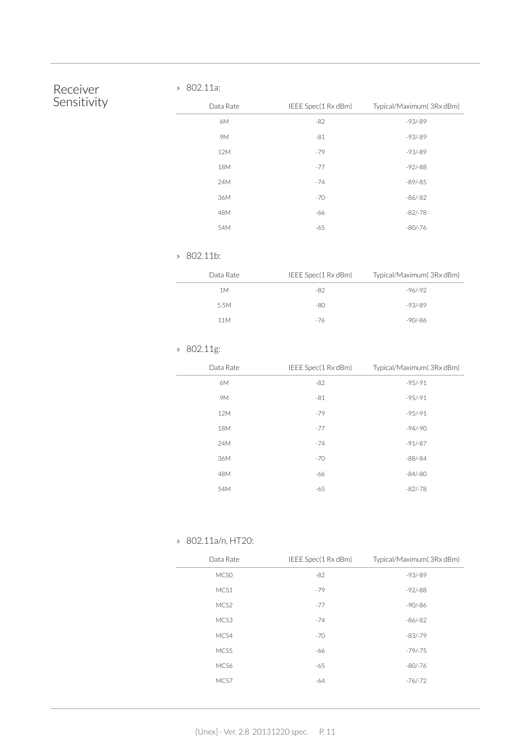## Receiver Sensitivity

» 802.11a:

| Data Rate | IEEE Spec(1 Rx dBm) | Typical/Maximum( 3Rx dBm) |
|---|---|---|
| 6M | -82 | -93/-89 |
| 9M | -81 | -93/-89 |
| 12M | -79 | -93/-89 |
| 18M | -77 | -92/-88 |
| 24M | -74 | -89/-85 |
| 36M | -70 | -86/-82 |
| 48M | -66 | -82/-78 |
| 54M | -65 | -80/-76 |

» 802.11b:

| Data Rate | IEEE Spec(1 Rx dBm) | Typical/Maximum( 3Rx dBm) |
|---|---|---|
| 1M | -82 | -96/-92 |
| 5.5M | -80 | -93/-89 |
| 11M | -76 | -90/-86 |

» 802.11g:

| Data Rate | IEEE Spec(1 Rx dBm) | Typical/Maximum( 3Rx dBm) |
|---|---|---|
| 6M | -82 | -95/-91 |
| 9M | -81 | -95/-91 |
| 12M | -79 | -95/-91 |
| 18M | -77 | -94/-90 |
| 24M | -74 | -91/-87 |
| 36M | -70 | -88/-84 |
| 48M | -66 | -84/-80 |
| 54M | -65 | -82/-78 |

» 802.11a/n, HT20:

| Data Rate | IEEE Spec(1 Rx dBm) | Typical/Maximum( 3Rx dBm) |
|---|---|---|
| MCS0 | -82 | -93/-89 |
| MCS1 | -79 | -92/-88 |
| MCS2 | -77 | -90/-86 |
| MCS3 | -74 | -86/-82 |
| MCS4 | -70 | -83/-79 |
| MCS5 | -66 | -79/-75 |
| MCS6 | -65 | -80/-76 |
| MCS7 | -64 | -76/-72 |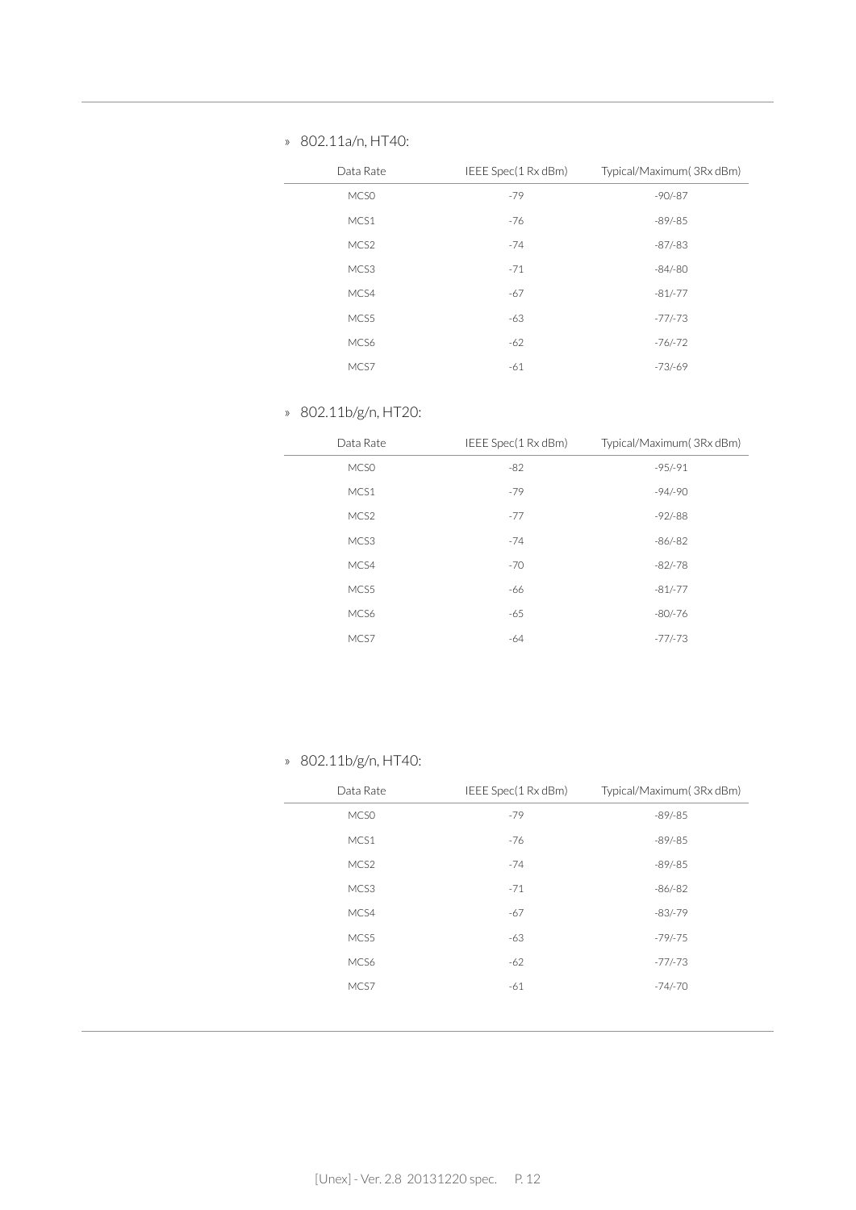» 802.11a/n, HT40:

| Data Rate | IEEE Spec(1 Rx dBm) | Typical/Maximum( 3Rx dBm) |
|---|---|---|
| MCS0 | -79 | -90/-87 |
| MCS1 | -76 | -89/-85 |
| MCS2 | -74 | -87/-83 |
| MCS3 | -71 | -84/-80 |
| MCS4 | -67 | -81/-77 |
| MCS5 | -63 | -77/-73 |
| MCS6 | -62 | -76/-72 |
| MCS7 | -61 | -73/-69 |

» 802.11b/g/n, HT20:

| Data Rate | IEEE Spec(1 Rx dBm) | Typical/Maximum( 3Rx dBm) |
|---|---|---|
| MCS0 | -82 | -95/-91 |
| MCS1 | -79 | -94/-90 |
| MCS2 | -77 | -92/-88 |
| MCS3 | -74 | -86/-82 |
| MCS4 | -70 | -82/-78 |
| MCS5 | -66 | -81/-77 |
| MCS6 | -65 | -80/-76 |
| MCS7 | -64 | -77/-73 |

» 802.11b/g/n, HT40:

| Data Rate | IEEE Spec(1 Rx dBm) | Typical/Maximum( 3Rx dBm) |
|---|---|---|
| MCS0 | -79 | -89/-85 |
| MCS1 | -76 | -89/-85 |
| MCS2 | -74 | -89/-85 |
| MCS3 | -71 | -86/-82 |
| MCS4 | -67 | -83/-79 |
| MCS5 | -63 | -79/-75 |
| MCS6 | -62 | -77/-73 |
| MCS7 | -61 | -74/-70 |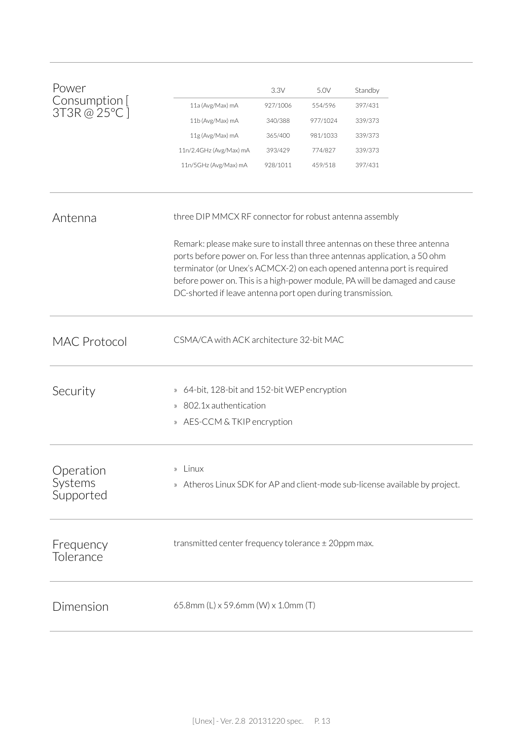## Power Consumption [ 3T3R @ 25°C ]

| | 3.3V | 5.0V | Standby |
|---|---|---|---|
| 11a (Avg/Max) mA | 927/1006 | 554/596 | 397/431 |
| 11b (Avg/Max) mA | 340/388 | 977/1024 | 339/373 |
| 11g (Avg/Max) mA | 365/400 | 981/1033 | 339/373 |
| 11n/2.4GHz (Avg/Max) mA | 393/429 | 774/827 | 339/373 |
| 11n/5GHz (Avg/Max) mA | 928/1011 | 459/518 | 397/431 |

## Antenna

three DIP MMCX RF connector for robust antenna assembly

Remark: please make sure to install three antennas on these three antenna ports before power on. For less than three antennas application, a 50 ohm terminator (or Unex's ACMCX-2) on each opened antenna port is required before power on. This is a high-power module, PA will be damaged and cause DC-shorted if leave antenna port open during transmission.

## MAC Protocol

CSMA/CA with ACK architecture 32-bit MAC

## Security

» 64-bit, 128-bit and 152-bit WEP encryption

» 802.1x authentication

» AES-CCM & TKIP encryption

## Operation Systems Supported

» Linux

» Atheros Linux SDK for AP and client-mode sub-license available by project.

## Frequency Tolerance

transmitted center frequency tolerance ± 20ppm max.

## Dimension

65.8mm (L) x 59.6mm (W) x 1.0mm (T)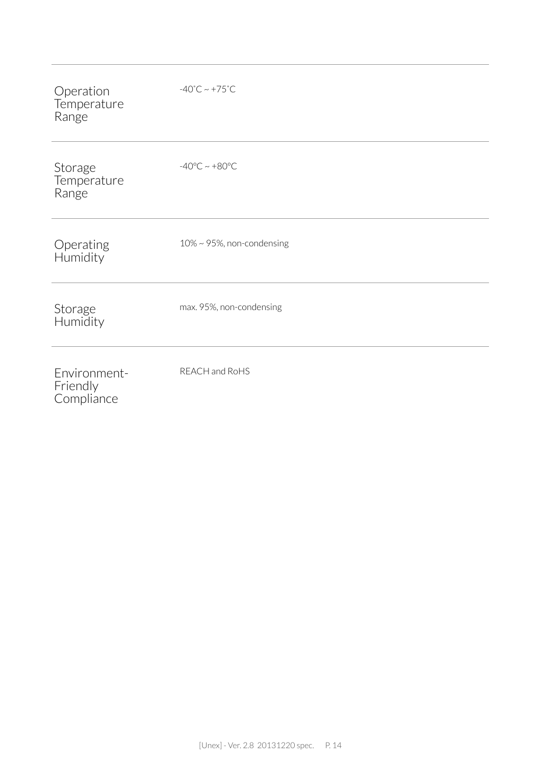| | |
|---|---|
| Operation Temperature Range | -40˚C ~ +75˚C |
| Storage Temperature Range | -40ºC ~ +80ºC |
| Operating Humidity | 10% ~ 95%, non-condensing |
| Storage Humidity | max. 95%, non-condensing |
| Environment-Friendly Compliance | REACH and RoHS |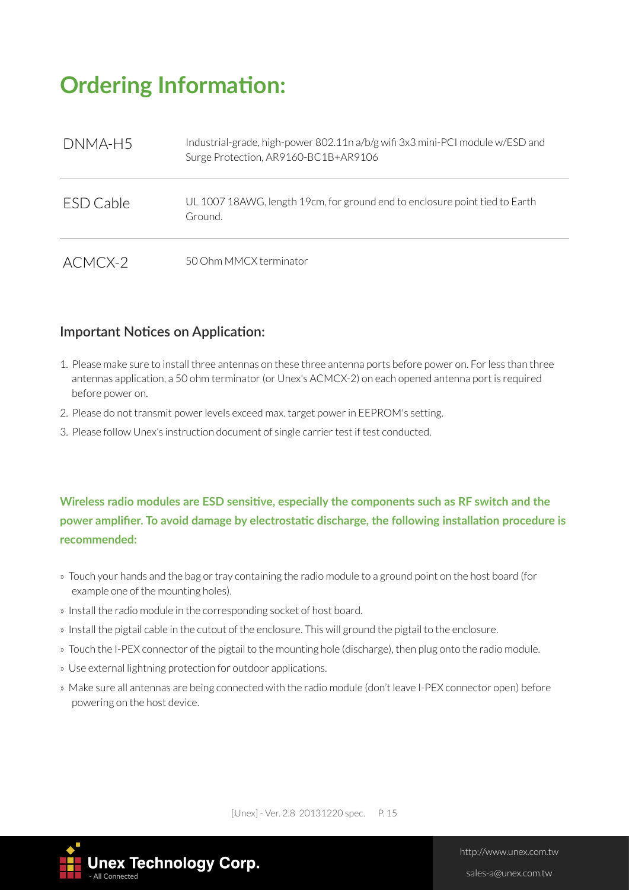# Ordering Information:

| | |
|---|---|
| DNMA-H5 | Industrial-grade, high-power 802.11n a/b/g wifi 3x3 mini-PCI module w/ESD and Surge Protection, AR9160-BC1B+AR9106 |
| ESD Cable | UL 1007 18AWG, length 19cm, for ground end to enclosure point tied to Earth Ground. |
| ACMCX-2 | 50 Ohm MMCX terminator |

### Important Notices on Application:

1. Please make sure to install three antennas on these three antenna ports before power on. For less than three antennas application, a 50 ohm terminator (or Unex's ACMCX-2) on each opened antenna port is required before power on.
2. Please do not transmit power levels exceed max. target power in EEPROM's setting.
3. Please follow Unex's instruction document of single carrier test if test conducted.

**Wireless radio modules are ESD sensitive, especially the components such as RF switch and the power amplifier. To avoid damage by electrostatic discharge, the following installation procedure is recommended:**

- Touch your hands and the bag or tray containing the radio module to a ground point on the host board (for example one of the mounting holes).
- Install the radio module in the corresponding socket of host board.
- Install the pigtail cable in the cutout of the enclosure. This will ground the pigtail to the enclosure.
- Touch the I-PEX connector of the pigtail to the mounting hole (discharge), then plug onto the radio module.
- Use external lightning protection for outdoor applications.
- Make sure all antennas are being connected with the radio module (don't leave I-PEX connector open) before powering on the host device.